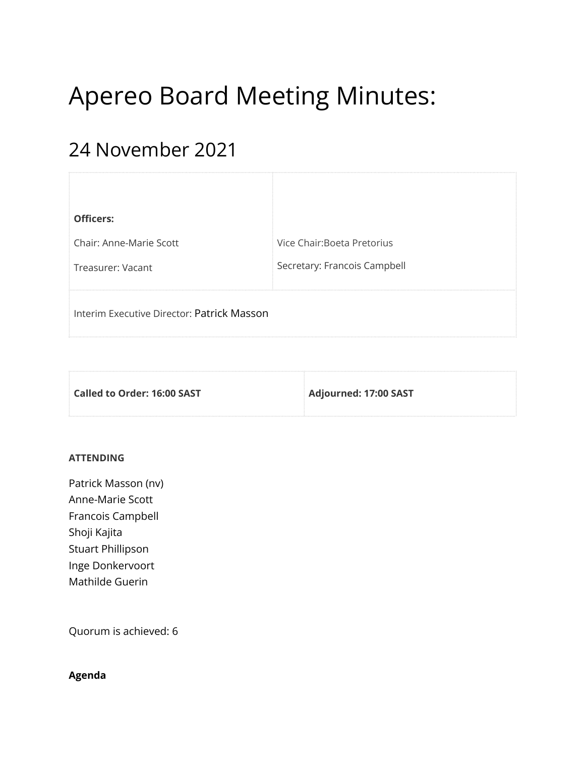# Apereo Board Meeting Minutes:

## 24 November 2021

| **Officers:**<br>Chair: Anne-Marie Scott<br>Treasurer: Vacant | Vice Chair:Boeta Pretorius<br>Secretary: Francois Campbell |
|---|---|
| Interim Executive Director: Patrick Masson | |

| **Called to Order: 16:00 SAST** | **Adjourned: 17:00 SAST** |
|---|---|

**ATTENDING**

Patrick Masson (nv)
Anne-Marie Scott
Francois Campbell
Shoji Kajita
Stuart Phillipson
Inge Donkervoort
Mathilde Guerin

Quorum is achieved: 6

**Agenda**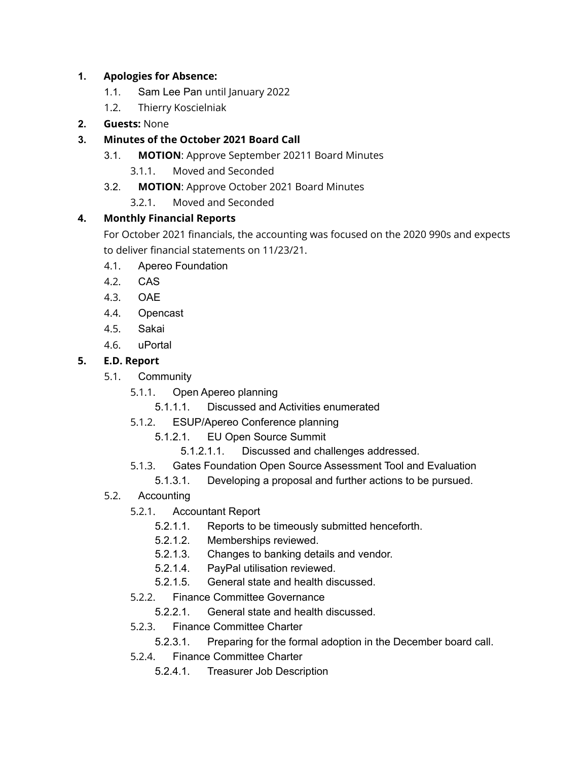1. **Apologies for Absence:**
    - 1.1. Sam Lee Pan until January 2022
    - 1.2. Thierry Koscielniak
2. **Guests:** None
3. **Minutes of the October 2021 Board Call**
    - 3.1. **MOTION**: Approve September 20211 Board Minutes
        - 3.1.1. Moved and Seconded
    - 3.2. **MOTION**: Approve October 2021 Board Minutes
        - 3.2.1. Moved and Seconded
4. **Monthly Financial Reports**

    For October 2021 financials, the accounting was focused on the 2020 990s and expects to deliver financial statements on 11/23/21.

    - 4.1. Apereo Foundation
    - 4.2. CAS
    - 4.3. OAE
    - 4.4. Opencast
    - 4.5. Sakai
    - 4.6. uPortal
5. **E.D. Report**
    - 5.1. Community
        - 5.1.1. Open Apereo planning
            - 5.1.1.1. Discussed and Activities enumerated
        - 5.1.2. ESUP/Apereo Conference planning
            - 5.1.2.1. EU Open Source Summit
                - 5.1.2.1.1. Discussed and challenges addressed.
        - 5.1.3. Gates Foundation Open Source Assessment Tool and Evaluation
            - 5.1.3.1. Developing a proposal and further actions to be pursued.
    - 5.2. Accounting
        - 5.2.1. Accountant Report
            - 5.2.1.1. Reports to be timeously submitted henceforth.
            - 5.2.1.2. Memberships reviewed.
            - 5.2.1.3. Changes to banking details and vendor.
            - 5.2.1.4. PayPal utilisation reviewed.
            - 5.2.1.5. General state and health discussed.
        - 5.2.2. Finance Committee Governance
            - 5.2.2.1. General state and health discussed.
        - 5.2.3. Finance Committee Charter
            - 5.2.3.1. Preparing for the formal adoption in the December board call.
        - 5.2.4. Finance Committee Charter
            - 5.2.4.1. Treasurer Job Description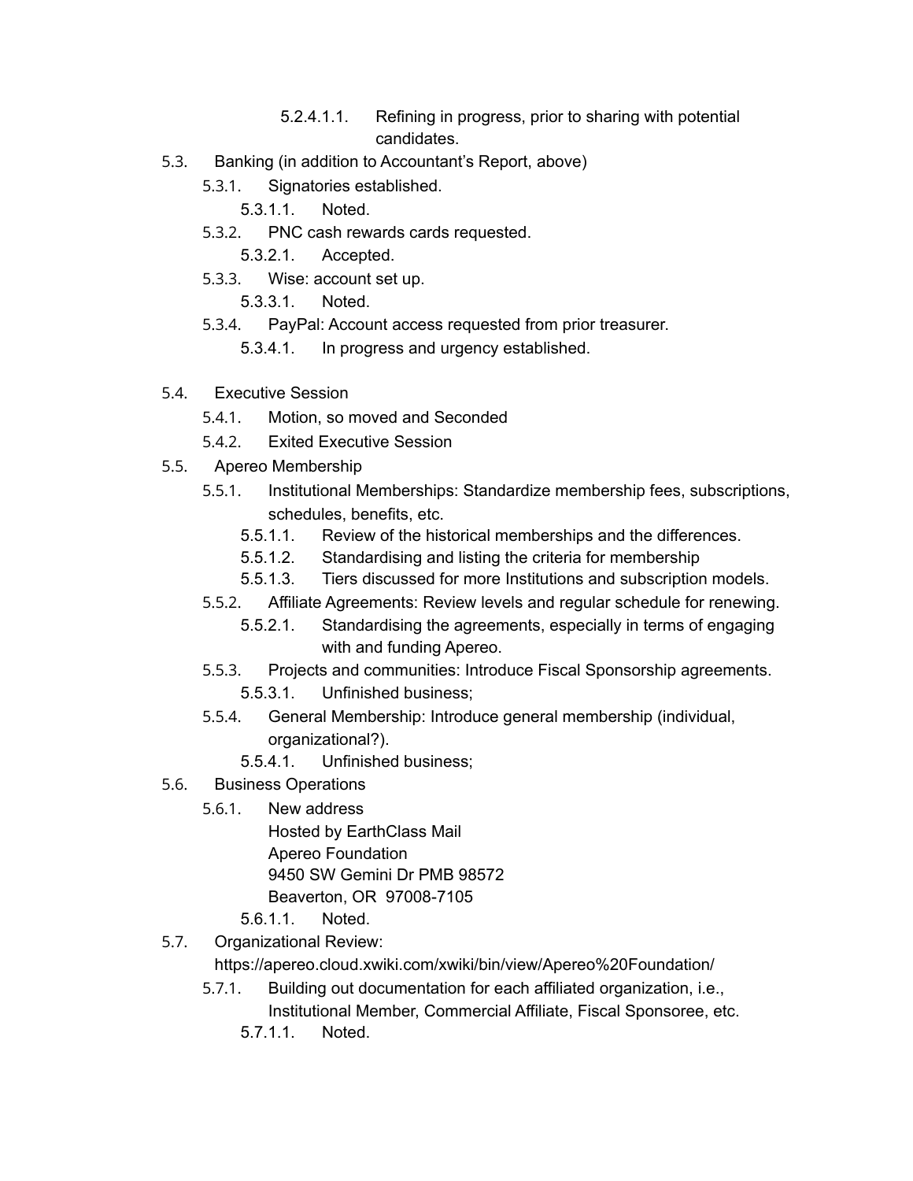- 5.2.4.1.1. Refining in progress, prior to sharing with potential candidates.

- 5.3. Banking (in addition to Accountant's Report, above)
  - 5.3.1. Signatories established.
    - 5.3.1.1. Noted.
  - 5.3.2. PNC cash rewards cards requested.
    - 5.3.2.1. Accepted.
  - 5.3.3. Wise: account set up.
    - 5.3.3.1. Noted.
  - 5.3.4. PayPal: Account access requested from prior treasurer.
    - 5.3.4.1. In progress and urgency established.

- 5.4. Executive Session
  - 5.4.1. Motion, so moved and Seconded
  - 5.4.2. Exited Executive Session
- 5.5. Apereo Membership
  - 5.5.1. Institutional Memberships: Standardize membership fees, subscriptions, schedules, benefits, etc.
    - 5.5.1.1. Review of the historical memberships and the differences.
    - 5.5.1.2. Standardising and listing the criteria for membership
    - 5.5.1.3. Tiers discussed for more Institutions and subscription models.
  - 5.5.2. Affiliate Agreements: Review levels and regular schedule for renewing.
    - 5.5.2.1. Standardising the agreements, especially in terms of engaging with and funding Apereo.
  - 5.5.3. Projects and communities: Introduce Fiscal Sponsorship agreements.
    - 5.5.3.1. Unfinished business;
  - 5.5.4. General Membership: Introduce general membership (individual, organizational?).
    - 5.5.4.1. Unfinished business;
- 5.6. Business Operations
  - 5.6.1. New address
    Hosted by EarthClass Mail
    Apereo Foundation
    9450 SW Gemini Dr PMB 98572
    Beaverton, OR 97008-7105
    - 5.6.1.1. Noted.
- 5.7. Organizational Review:
  https://apereo.cloud.xwiki.com/xwiki/bin/view/Apereo%20Foundation/
  - 5.7.1. Building out documentation for each affiliated organization, i.e., Institutional Member, Commercial Affiliate, Fiscal Sponsoree, etc.
    - 5.7.1.1. Noted.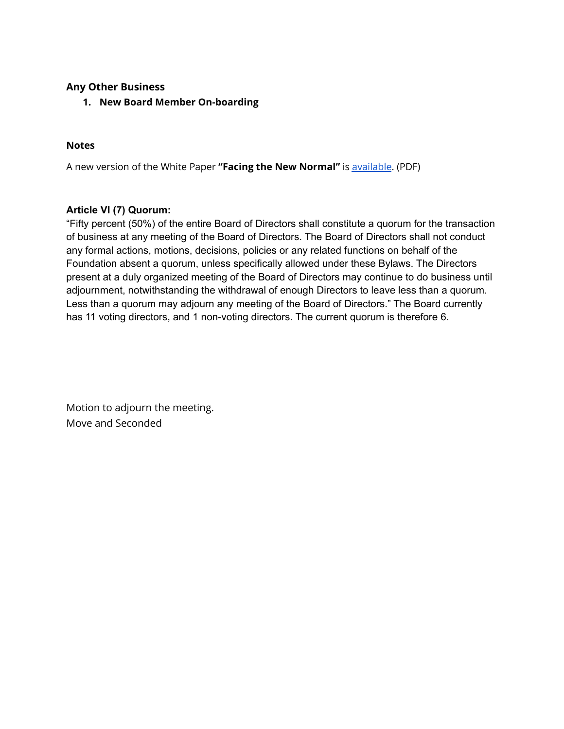### Any Other Business

1. **New Board Member On-boarding**

### Notes

A new version of the White Paper **"Facing the New Normal"** is available. (PDF)

### Article VI (7) Quorum:

"Fifty percent (50%) of the entire Board of Directors shall constitute a quorum for the transaction of business at any meeting of the Board of Directors. The Board of Directors shall not conduct any formal actions, motions, decisions, policies or any related functions on behalf of the Foundation absent a quorum, unless specifically allowed under these Bylaws. The Directors present at a duly organized meeting of the Board of Directors may continue to do business until adjournment, notwithstanding the withdrawal of enough Directors to leave less than a quorum. Less than a quorum may adjourn any meeting of the Board of Directors." The Board currently has 11 voting directors, and 1 non-voting directors. The current quorum is therefore 6.

Motion to adjourn the meeting.
Move and Seconded